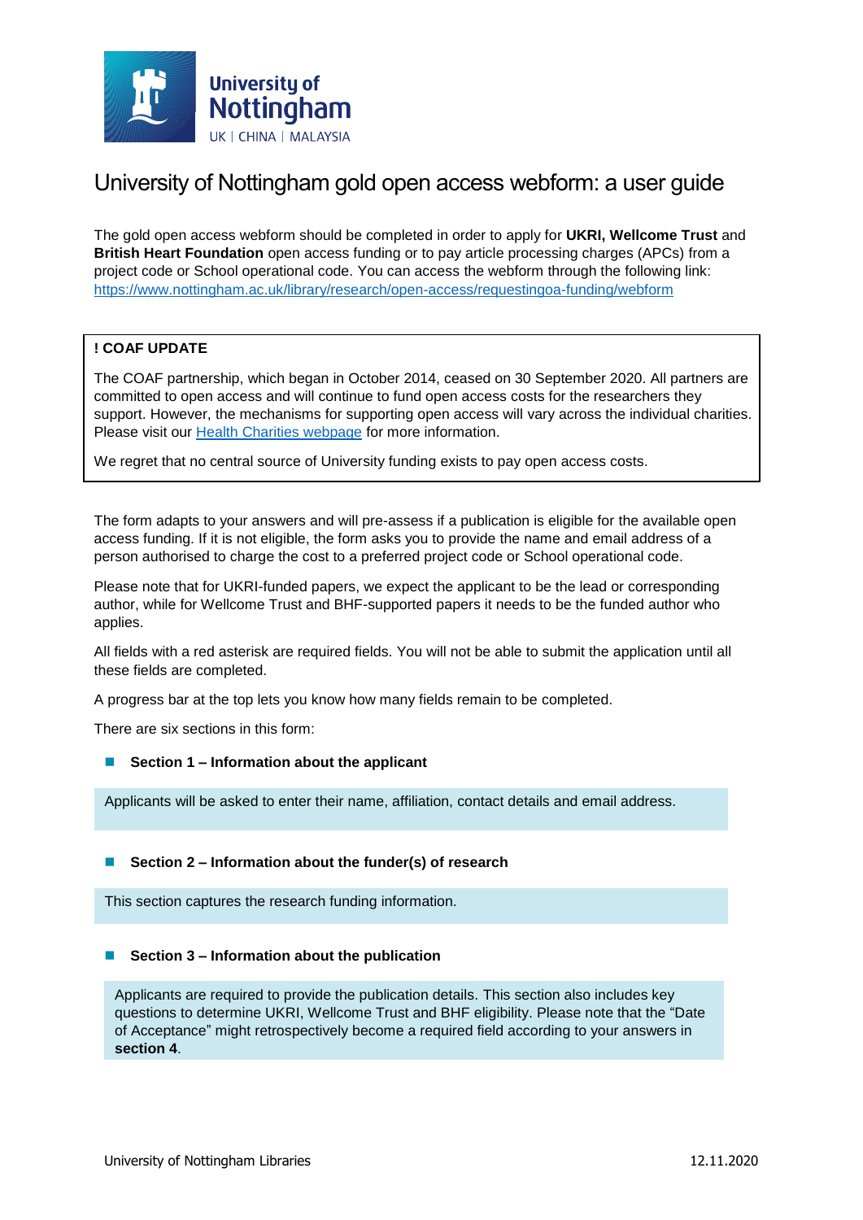# University of Nottingham gold open access webform: a user guide

The gold open access webform should be completed in order to apply for **UKRI, Wellcome Trust** and **British Heart Foundation** open access funding or to pay article processing charges (APCs) from a project code or School operational code. You can access the webform through the following link: [https://www.nottingham.ac.uk/library/research/open-access/requestingoa-funding/webform](https://www.nottingham.ac.uk/library/research/open-access/requestingoa-funding/webform)

> **! COAF UPDATE**
>
> The COAF partnership, which began in October 2014, ceased on 30 September 2020. All partners are committed to open access and will continue to fund open access costs for the researchers they support. However, the mechanisms for supporting open access will vary across the individual charities. Please visit our [Health Charities webpage](#) for more information.
>
> We regret that no central source of University funding exists to pay open access costs.

The form adapts to your answers and will pre-assess if a publication is eligible for the available open access funding. If it is not eligible, the form asks you to provide the name and email address of a person authorised to charge the cost to a preferred project code or School operational code.

Please note that for UKRI-funded papers, we expect the applicant to be the lead or corresponding author, while for Wellcome Trust and BHF-supported papers it needs to be the funded author who applies.

All fields with a red asterisk are required fields. You will not be able to submit the application until all these fields are completed.

A progress bar at the top lets you know how many fields remain to be completed.

There are six sections in this form:

- **Section 1 – Information about the applicant**

Applicants will be asked to enter their name, affiliation, contact details and email address.

- **Section 2 – Information about the funder(s) of research**

This section captures the research funding information.

- **Section 3 – Information about the publication**

Applicants are required to provide the publication details. This section also includes key questions to determine UKRI, Wellcome Trust and BHF eligibility. Please note that the "Date of Acceptance" might retrospectively become a required field according to your answers in **section 4**.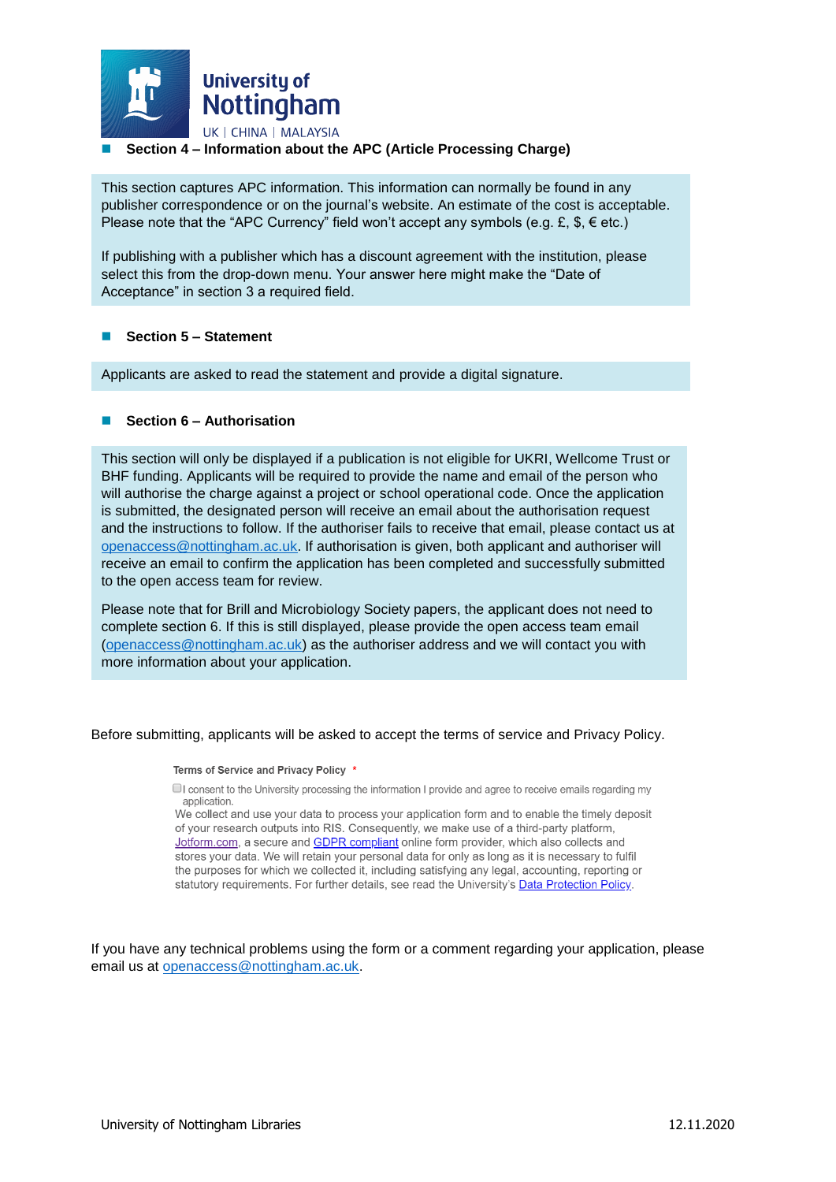## Section 4 – Information about the APC (Article Processing Charge)

This section captures APC information. This information can normally be found in any publisher correspondence or on the journal's website. An estimate of the cost is acceptable. Please note that the "APC Currency" field won't accept any symbols (e.g. £, $, € etc.)

If publishing with a publisher which has a discount agreement with the institution, please select this from the drop-down menu. Your answer here might make the "Date of Acceptance" in section 3 a required field.

## Section 5 – Statement

Applicants are asked to read the statement and provide a digital signature.

## Section 6 – Authorisation

This section will only be displayed if a publication is not eligible for UKRI, Wellcome Trust or BHF funding. Applicants will be required to provide the name and email of the person who will authorise the charge against a project or school operational code. Once the application is submitted, the designated person will receive an email about the authorisation request and the instructions to follow. If the authoriser fails to receive that email, please contact us at openaccess@nottingham.ac.uk. If authorisation is given, both applicant and authoriser will receive an email to confirm the application has been completed and successfully submitted to the open access team for review.

Please note that for Brill and Microbiology Society papers, the applicant does not need to complete section 6. If this is still displayed, please provide the open access team email (openaccess@nottingham.ac.uk) as the authoriser address and we will contact you with more information about your application.

Before submitting, applicants will be asked to accept the terms of service and Privacy Policy.

**Terms of Service and Privacy Policy** *

☐ I consent to the University processing the information I provide and agree to receive emails regarding my application.

We collect and use your data to process your application form and to enable the timely deposit of your research outputs into RIS. Consequently, we make use of a third-party platform, Jotform.com, a secure and GDPR compliant online form provider, which also collects and stores your data. We will retain your personal data for only as long as it is necessary to fulfil the purposes for which we collected it, including satisfying any legal, accounting, reporting or statutory requirements. For further details, see read the University's Data Protection Policy.

If you have any technical problems using the form or a comment regarding your application, please email us at openaccess@nottingham.ac.uk.